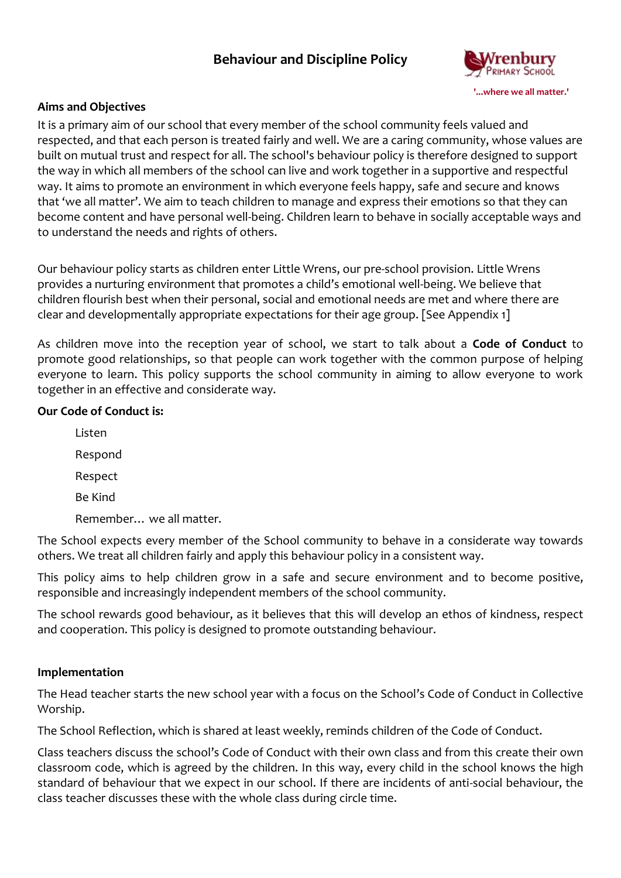# Behaviour and Discipline Policy

Wrenbury Primary School

'...where we all matter.'

## Aims and Objectives

It is a primary aim of our school that every member of the school community feels valued and respected, and that each person is treated fairly and well. We are a caring community, whose values are built on mutual trust and respect for all. The school's behaviour policy is therefore designed to support the way in which all members of the school can live and work together in a supportive and respectful way. It aims to promote an environment in which everyone feels happy, safe and secure and knows that 'we all matter'. We aim to teach children to manage and express their emotions so that they can become content and have personal well-being. Children learn to behave in socially acceptable ways and to understand the needs and rights of others.

Our behaviour policy starts as children enter Little Wrens, our pre-school provision. Little Wrens provides a nurturing environment that promotes a child's emotional well-being. We believe that children flourish best when their personal, social and emotional needs are met and where there are clear and developmentally appropriate expectations for their age group. [See Appendix 1]

As children move into the reception year of school, we start to talk about a **Code of Conduct** to promote good relationships, so that people can work together with the common purpose of helping everyone to learn. This policy supports the school community in aiming to allow everyone to work together in an effective and considerate way.

**Our Code of Conduct is:**

Listen

Respond

Respect

Be Kind

Remember… we all matter.

The School expects every member of the School community to behave in a considerate way towards others. We treat all children fairly and apply this behaviour policy in a consistent way.

This policy aims to help children grow in a safe and secure environment and to become positive, responsible and increasingly independent members of the school community.

The school rewards good behaviour, as it believes that this will develop an ethos of kindness, respect and cooperation. This policy is designed to promote outstanding behaviour.

## Implementation

The Head teacher starts the new school year with a focus on the School's Code of Conduct in Collective Worship.

The School Reflection, which is shared at least weekly, reminds children of the Code of Conduct.

Class teachers discuss the school's Code of Conduct with their own class and from this create their own classroom code, which is agreed by the children. In this way, every child in the school knows the high standard of behaviour that we expect in our school. If there are incidents of anti-social behaviour, the class teacher discusses these with the whole class during circle time.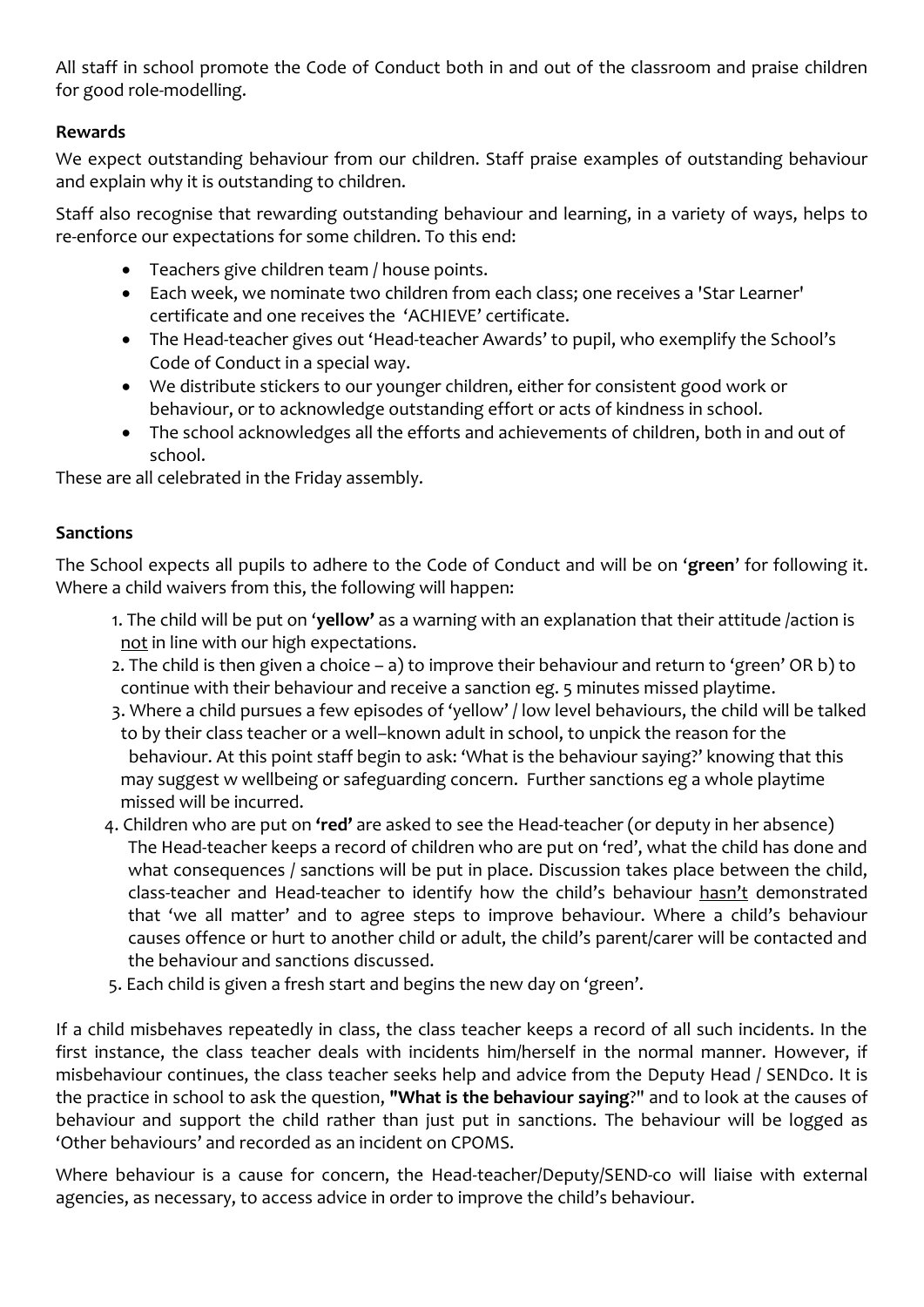All staff in school promote the Code of Conduct both in and out of the classroom and praise children for good role-modelling.

**Rewards**

We expect outstanding behaviour from our children. Staff praise examples of outstanding behaviour and explain why it is outstanding to children.

Staff also recognise that rewarding outstanding behaviour and learning, in a variety of ways, helps to re-enforce our expectations for some children. To this end:

- Teachers give children team / house points.
- Each week, we nominate two children from each class; one receives a 'Star Learner' certificate and one receives the 'ACHIEVE' certificate.
- The Head-teacher gives out 'Head-teacher Awards' to pupil, who exemplify the School's Code of Conduct in a special way.
- We distribute stickers to our younger children, either for consistent good work or behaviour, or to acknowledge outstanding effort or acts of kindness in school.
- The school acknowledges all the efforts and achievements of children, both in and out of school.

These are all celebrated in the Friday assembly.

**Sanctions**

The School expects all pupils to adhere to the Code of Conduct and will be on '**green**' for following it. Where a child waivers from this, the following will happen:

1. The child will be put on '**yellow**' as a warning with an explanation that their attitude /action is not in line with our high expectations.
2. The child is then given a choice – a) to improve their behaviour and return to 'green' OR b) to continue with their behaviour and receive a sanction eg. 5 minutes missed playtime.
3. Where a child pursues a few episodes of 'yellow' / low level behaviours, the child will be talked to by their class teacher or a well–known adult in school, to unpick the reason for the behaviour. At this point staff begin to ask: 'What is the behaviour saying?' knowing that this may suggest w wellbeing or safeguarding concern. Further sanctions eg a whole playtime missed will be incurred.
4. Children who are put on **'red'** are asked to see the Head-teacher (or deputy in her absence) The Head-teacher keeps a record of children who are put on 'red', what the child has done and what consequences / sanctions will be put in place. Discussion takes place between the child, class-teacher and Head-teacher to identify how the child's behaviour hasn't demonstrated that 'we all matter' and to agree steps to improve behaviour. Where a child's behaviour causes offence or hurt to another child or adult, the child's parent/carer will be contacted and the behaviour and sanctions discussed.
5. Each child is given a fresh start and begins the new day on 'green'.

If a child misbehaves repeatedly in class, the class teacher keeps a record of all such incidents. In the first instance, the class teacher deals with incidents him/herself in the normal manner. However, if misbehaviour continues, the class teacher seeks help and advice from the Deputy Head / SENDco. It is the practice in school to ask the question, **"What is the behaviour saying**?" and to look at the causes of behaviour and support the child rather than just put in sanctions. The behaviour will be logged as 'Other behaviours' and recorded as an incident on CPOMS.

Where behaviour is a cause for concern, the Head-teacher/Deputy/SEND-co will liaise with external agencies, as necessary, to access advice in order to improve the child's behaviour.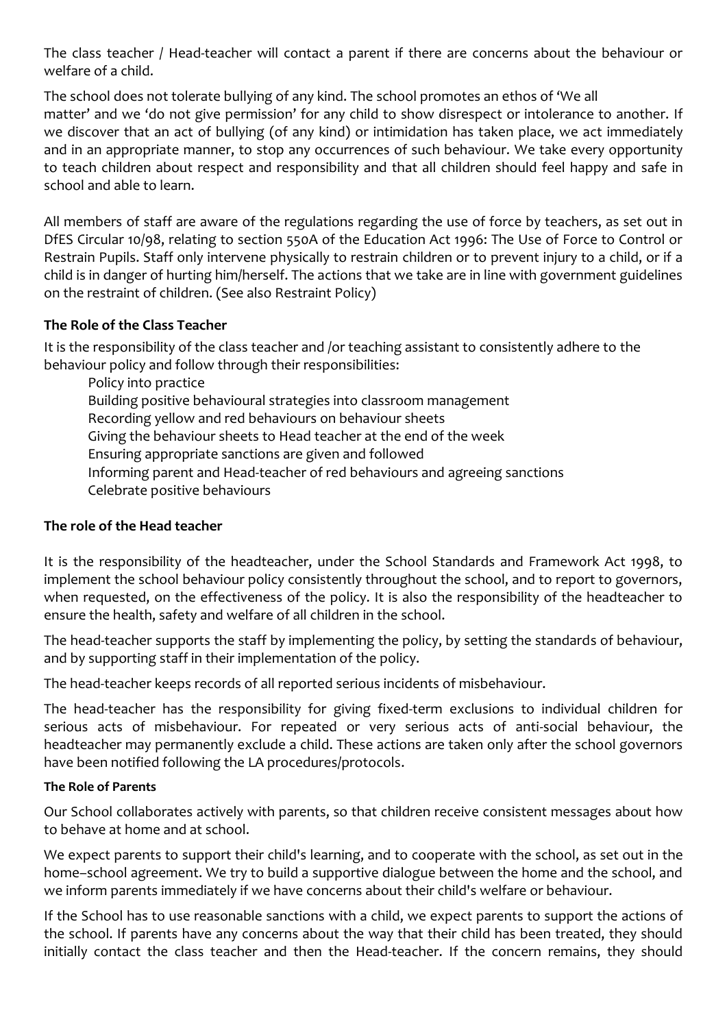The class teacher / Head-teacher will contact a parent if there are concerns about the behaviour or welfare of a child.

The school does not tolerate bullying of any kind. The school promotes an ethos of 'We all matter' and we 'do not give permission' for any child to show disrespect or intolerance to another. If we discover that an act of bullying (of any kind) or intimidation has taken place, we act immediately and in an appropriate manner, to stop any occurrences of such behaviour. We take every opportunity to teach children about respect and responsibility and that all children should feel happy and safe in school and able to learn.

All members of staff are aware of the regulations regarding the use of force by teachers, as set out in DfES Circular 10/98, relating to section 550A of the Education Act 1996: The Use of Force to Control or Restrain Pupils. Staff only intervene physically to restrain children or to prevent injury to a child, or if a child is in danger of hurting him/herself. The actions that we take are in line with government guidelines on the restraint of children. (See also Restraint Policy)

### The Role of the Class Teacher

It is the responsibility of the class teacher and /or teaching assistant to consistently adhere to the behaviour policy and follow through their responsibilities:

- Policy into practice
- Building positive behavioural strategies into classroom management
- Recording yellow and red behaviours on behaviour sheets
- Giving the behaviour sheets to Head teacher at the end of the week
- Ensuring appropriate sanctions are given and followed
- Informing parent and Head-teacher of red behaviours and agreeing sanctions
- Celebrate positive behaviours

### The role of the Head teacher

It is the responsibility of the headteacher, under the School Standards and Framework Act 1998, to implement the school behaviour policy consistently throughout the school, and to report to governors, when requested, on the effectiveness of the policy. It is also the responsibility of the headteacher to ensure the health, safety and welfare of all children in the school.

The head-teacher supports the staff by implementing the policy, by setting the standards of behaviour, and by supporting staff in their implementation of the policy.

The head-teacher keeps records of all reported serious incidents of misbehaviour.

The head-teacher has the responsibility for giving fixed-term exclusions to individual children for serious acts of misbehaviour. For repeated or very serious acts of anti-social behaviour, the headteacher may permanently exclude a child. These actions are taken only after the school governors have been notified following the LA procedures/protocols.

#### The Role of Parents

Our School collaborates actively with parents, so that children receive consistent messages about how to behave at home and at school.

We expect parents to support their child's learning, and to cooperate with the school, as set out in the home–school agreement. We try to build a supportive dialogue between the home and the school, and we inform parents immediately if we have concerns about their child's welfare or behaviour.

If the School has to use reasonable sanctions with a child, we expect parents to support the actions of the school. If parents have any concerns about the way that their child has been treated, they should initially contact the class teacher and then the Head-teacher. If the concern remains, they should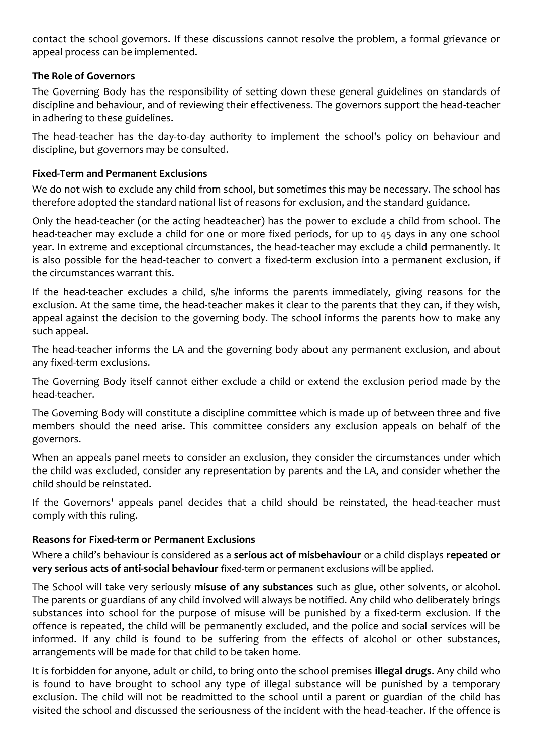contact the school governors. If these discussions cannot resolve the problem, a formal grievance or appeal process can be implemented.

### The Role of Governors

The Governing Body has the responsibility of setting down these general guidelines on standards of discipline and behaviour, and of reviewing their effectiveness. The governors support the head-teacher in adhering to these guidelines.

The head-teacher has the day-to-day authority to implement the school's policy on behaviour and discipline, but governors may be consulted.

### Fixed-Term and Permanent Exclusions

We do not wish to exclude any child from school, but sometimes this may be necessary. The school has therefore adopted the standard national list of reasons for exclusion, and the standard guidance.

Only the head-teacher (or the acting headteacher) has the power to exclude a child from school. The head-teacher may exclude a child for one or more fixed periods, for up to 45 days in any one school year. In extreme and exceptional circumstances, the head-teacher may exclude a child permanently. It is also possible for the head-teacher to convert a fixed-term exclusion into a permanent exclusion, if the circumstances warrant this.

If the head-teacher excludes a child, s/he informs the parents immediately, giving reasons for the exclusion. At the same time, the head-teacher makes it clear to the parents that they can, if they wish, appeal against the decision to the governing body. The school informs the parents how to make any such appeal.

The head-teacher informs the LA and the governing body about any permanent exclusion, and about any fixed-term exclusions.

The Governing Body itself cannot either exclude a child or extend the exclusion period made by the head-teacher.

The Governing Body will constitute a discipline committee which is made up of between three and five members should the need arise. This committee considers any exclusion appeals on behalf of the governors.

When an appeals panel meets to consider an exclusion, they consider the circumstances under which the child was excluded, consider any representation by parents and the LA, and consider whether the child should be reinstated.

If the Governors' appeals panel decides that a child should be reinstated, the head-teacher must comply with this ruling.

### Reasons for Fixed-term or Permanent Exclusions

Where a child's behaviour is considered as a **serious act of misbehaviour** or a child displays **repeated or very serious acts of anti-social behaviour** fixed-term or permanent exclusions will be applied.

The School will take very seriously **misuse of any substances** such as glue, other solvents, or alcohol. The parents or guardians of any child involved will always be notified. Any child who deliberately brings substances into school for the purpose of misuse will be punished by a fixed-term exclusion. If the offence is repeated, the child will be permanently excluded, and the police and social services will be informed. If any child is found to be suffering from the effects of alcohol or other substances, arrangements will be made for that child to be taken home.

It is forbidden for anyone, adult or child, to bring onto the school premises **illegal drugs**. Any child who is found to have brought to school any type of illegal substance will be punished by a temporary exclusion. The child will not be readmitted to the school until a parent or guardian of the child has visited the school and discussed the seriousness of the incident with the head-teacher. If the offence is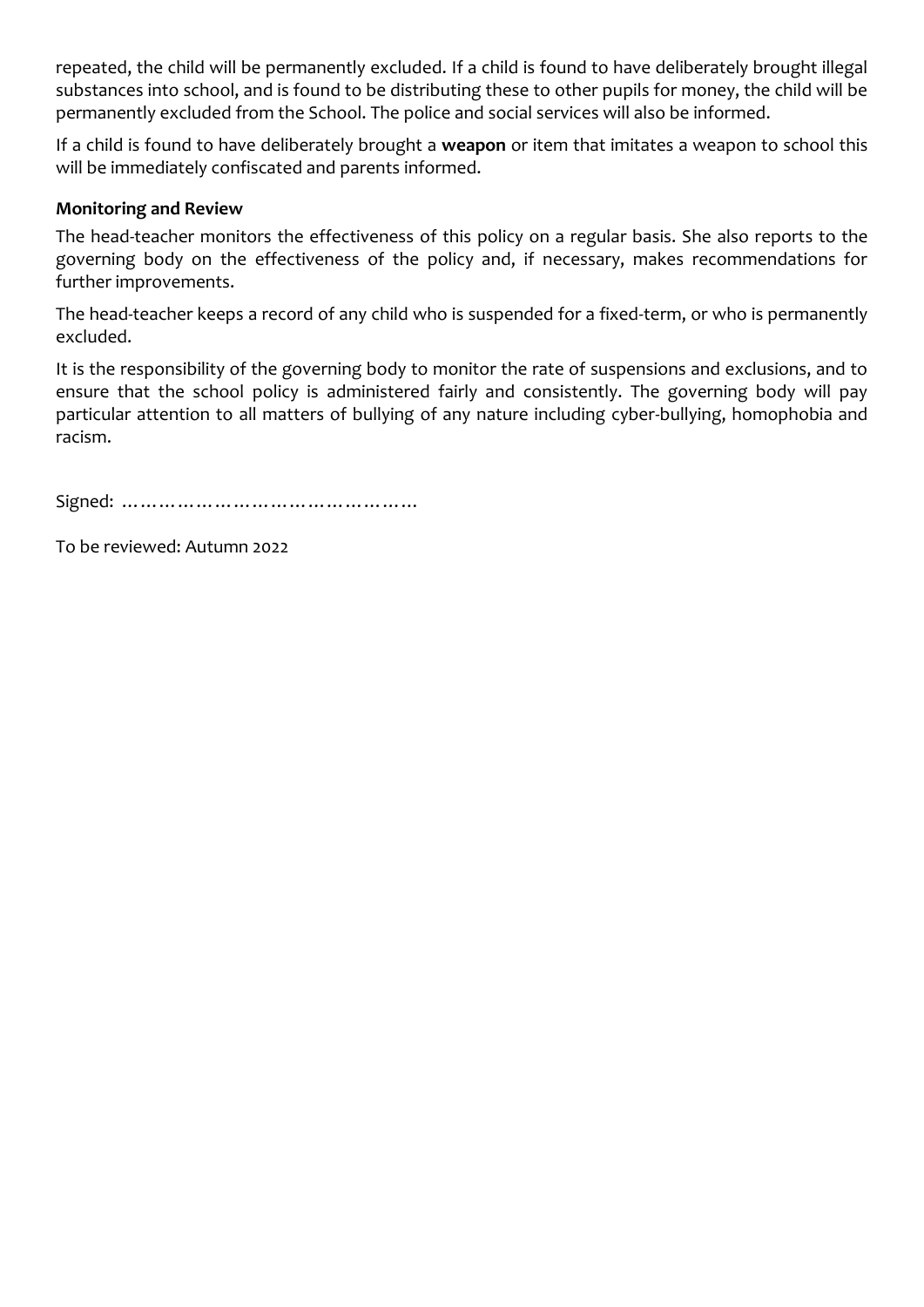repeated, the child will be permanently excluded. If a child is found to have deliberately brought illegal substances into school, and is found to be distributing these to other pupils for money, the child will be permanently excluded from the School. The police and social services will also be informed.

If a child is found to have deliberately brought a **weapon** or item that imitates a weapon to school this will be immediately confiscated and parents informed.

**Monitoring and Review**

The head-teacher monitors the effectiveness of this policy on a regular basis. She also reports to the governing body on the effectiveness of the policy and, if necessary, makes recommendations for further improvements.

The head-teacher keeps a record of any child who is suspended for a fixed-term, or who is permanently excluded.

It is the responsibility of the governing body to monitor the rate of suspensions and exclusions, and to ensure that the school policy is administered fairly and consistently. The governing body will pay particular attention to all matters of bullying of any nature including cyber-bullying, homophobia and racism.

Signed: ………………………………………

To be reviewed: Autumn 2022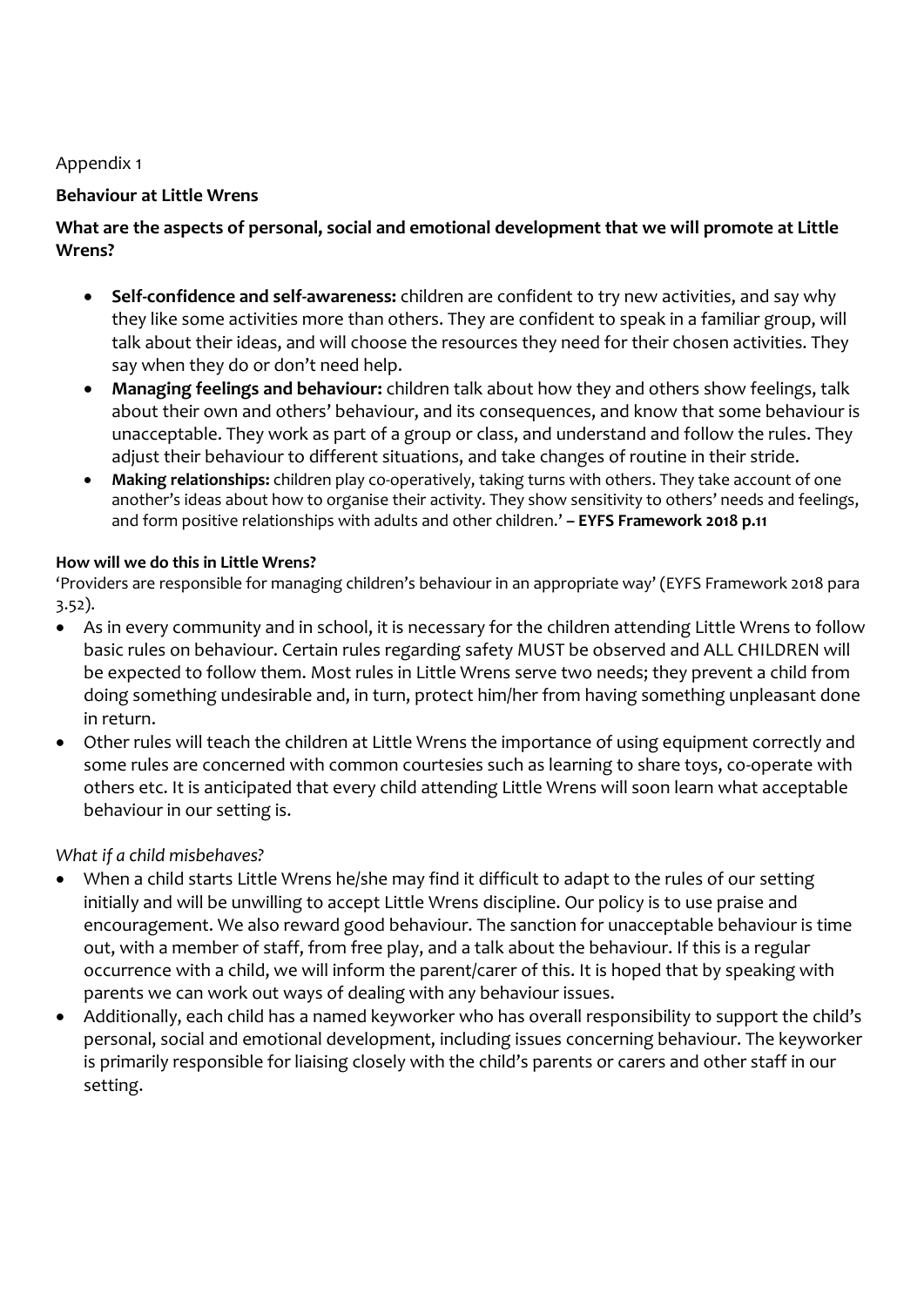Appendix 1

**Behaviour at Little Wrens**

**What are the aspects of personal, social and emotional development that we will promote at Little Wrens?**

- **Self-confidence and self-awareness:** children are confident to try new activities, and say why they like some activities more than others. They are confident to speak in a familiar group, will talk about their ideas, and will choose the resources they need for their chosen activities. They say when they do or don't need help.
- **Managing feelings and behaviour:** children talk about how they and others show feelings, talk about their own and others' behaviour, and its consequences, and know that some behaviour is unacceptable. They work as part of a group or class, and understand and follow the rules. They adjust their behaviour to different situations, and take changes of routine in their stride.
- **Making relationships:** children play co-operatively, taking turns with others. They take account of one another's ideas about how to organise their activity. They show sensitivity to others' needs and feelings, and form positive relationships with adults and other children.' **– EYFS Framework 2018 p.11**

**How will we do this in Little Wrens?**

'Providers are responsible for managing children's behaviour in an appropriate way' (EYFS Framework 2018 para 3.52).

- As in every community and in school, it is necessary for the children attending Little Wrens to follow basic rules on behaviour. Certain rules regarding safety MUST be observed and ALL CHILDREN will be expected to follow them. Most rules in Little Wrens serve two needs; they prevent a child from doing something undesirable and, in turn, protect him/her from having something unpleasant done in return.
- Other rules will teach the children at Little Wrens the importance of using equipment correctly and some rules are concerned with common courtesies such as learning to share toys, co-operate with others etc. It is anticipated that every child attending Little Wrens will soon learn what acceptable behaviour in our setting is.

*What if a child misbehaves?*

- When a child starts Little Wrens he/she may find it difficult to adapt to the rules of our setting initially and will be unwilling to accept Little Wrens discipline. Our policy is to use praise and encouragement. We also reward good behaviour. The sanction for unacceptable behaviour is time out, with a member of staff, from free play, and a talk about the behaviour. If this is a regular occurrence with a child, we will inform the parent/carer of this. It is hoped that by speaking with parents we can work out ways of dealing with any behaviour issues.
- Additionally, each child has a named keyworker who has overall responsibility to support the child's personal, social and emotional development, including issues concerning behaviour. The keyworker is primarily responsible for liaising closely with the child's parents or carers and other staff in our setting.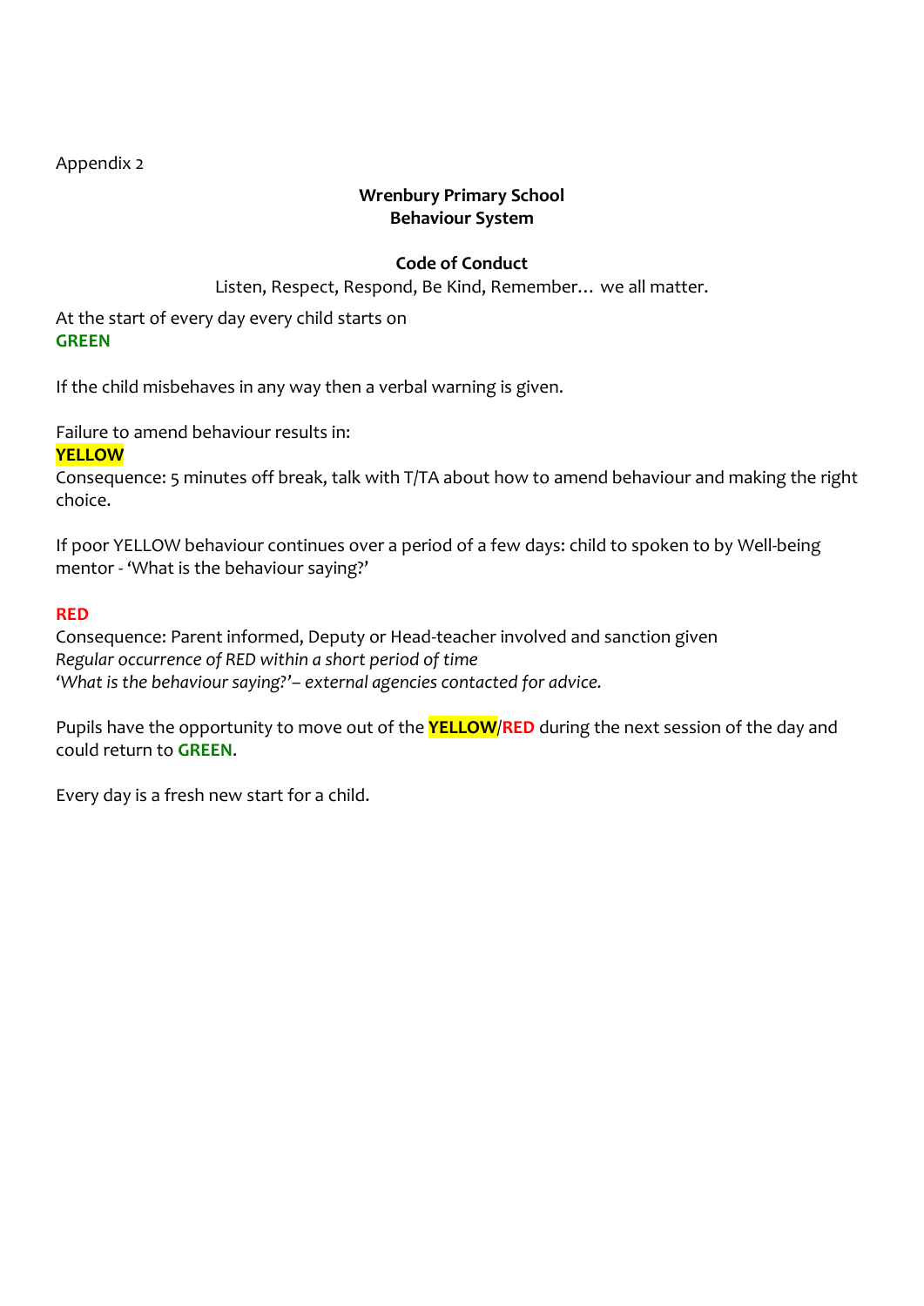Appendix 2

**Wrenbury Primary School**
**Behaviour System**

**Code of Conduct**

Listen, Respect, Respond, Be Kind, Remember… we all matter.

At the start of every day every child starts on
**GREEN**

If the child misbehaves in any way then a verbal warning is given.

Failure to amend behaviour results in:
**YELLOW**
Consequence: 5 minutes off break, talk with T/TA about how to amend behaviour and making the right choice.

If poor YELLOW behaviour continues over a period of a few days: child to spoken to by Well-being mentor - 'What is the behaviour saying?'

**RED**
Consequence: Parent informed, Deputy or Head-teacher involved and sanction given
*Regular occurrence of RED within a short period of time*
*'What is the behaviour saying?'– external agencies contacted for advice.*

Pupils have the opportunity to move out of the **YELLOW**/**RED** during the next session of the day and could return to **GREEN**.

Every day is a fresh new start for a child.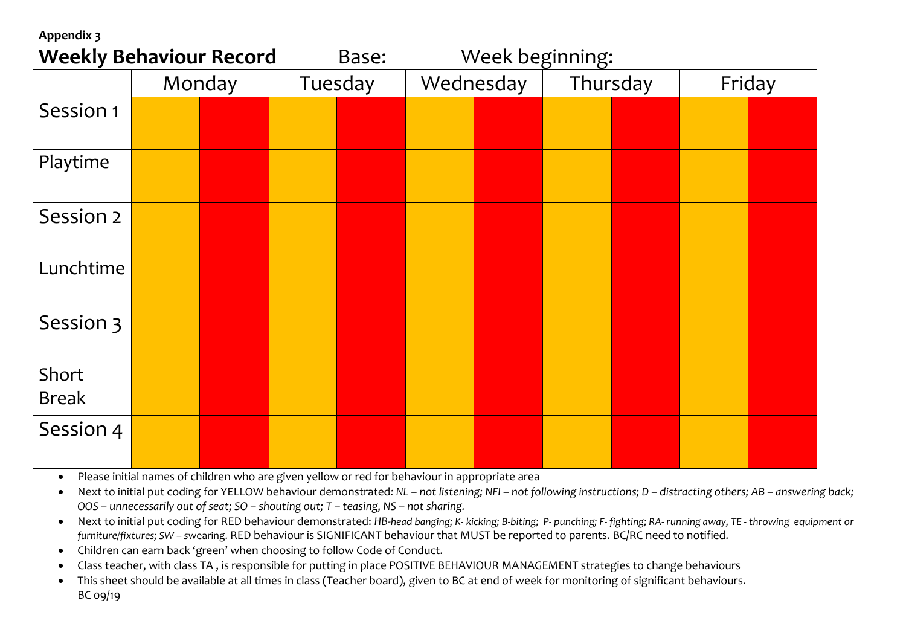**Appendix 3**

## Weekly Behaviour Record Base: Week beginning:

| | Monday | | Tuesday | | Wednesday | | Thursday | | Friday | |
|---|---|---|---|---|---|---|---|---|---|---|
| Session 1 | | | | | | | | | | |
| Playtime | | | | | | | | | | |
| Session 2 | | | | | | | | | | |
| Lunchtime | | | | | | | | | | |
| Session 3 | | | | | | | | | | |
| Short Break | | | | | | | | | | |
| Session 4 | | | | | | | | | | |

- Please initial names of children who are given yellow or red for behaviour in appropriate area
- Next to initial put coding for YELLOW behaviour demonstrated: *NL – not listening; NFI – not following instructions; D – distracting others; AB – answering back; OOS – unnecessarily out of seat; SO – shouting out; T – teasing, NS – not sharing.*
- Next to initial put coding for RED behaviour demonstrated: *HB-head banging; K- kicking; B-biting; P- punching; F- fighting; RA- running away, TE - throwing equipment or furniture/fixtures; SW – swearing.* RED behaviour is SIGNIFICANT behaviour that MUST be reported to parents. BC/RC need to notified.
- Children can earn back 'green' when choosing to follow Code of Conduct.
- Class teacher, with class TA , is responsible for putting in place POSITIVE BEHAVIOUR MANAGEMENT strategies to change behaviours
- This sheet should be available at all times in class (Teacher board), given to BC at end of week for monitoring of significant behaviours.

BC 09/19